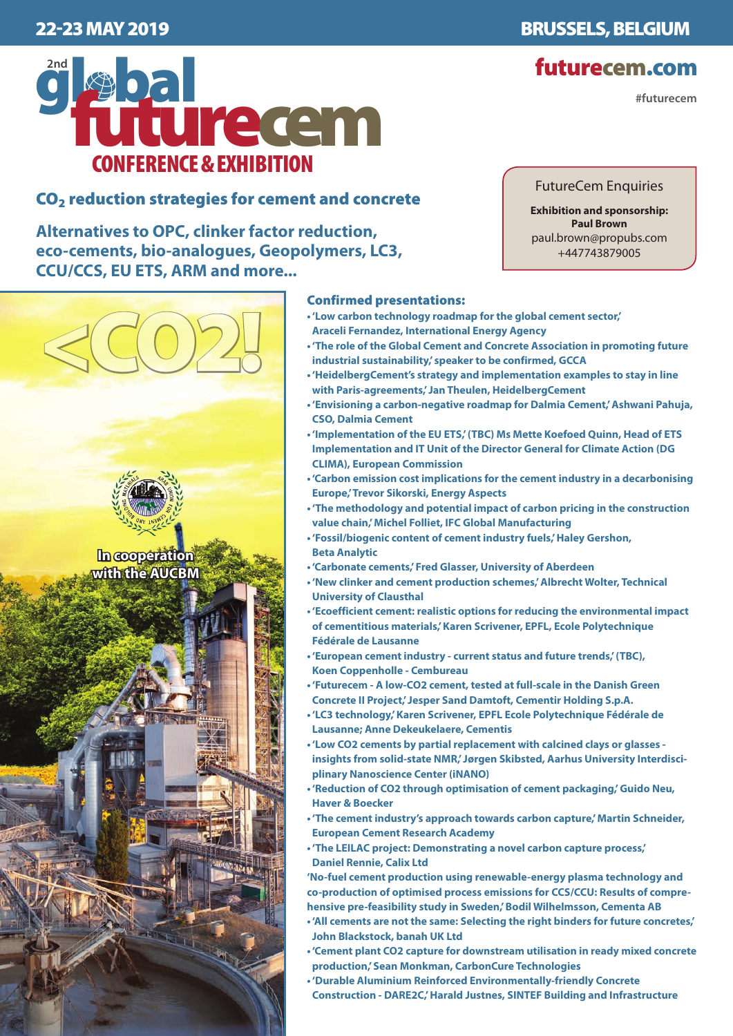**22-23 MAY 2019** | **BRUSSELS, BELGIUM**

# 2nd global futurecem

## CONFERENCE & EXHIBITION

**futurecem.com**

#futurecem

## $CO_2$ reduction strategies for cement and concrete

**Alternatives to OPC, clinker factor reduction, eco-cements, bio-analogues, Geopolymers, LC3, CCU/CCS, EU ETS, ARM and more...**

FutureCem Enquiries

**Exhibition and sponsorship:**
**Paul Brown**
paul.brown@propubs.com
+447743879005

<CO2!

In cooperation with the AUCBM

### Confirmed presentations:

- 'Low carbon technology roadmap for the global cement sector,' Araceli Fernandez, International Energy Agency
- 'The role of the Global Cement and Concrete Association in promoting future industrial sustainability,' speaker to be confirmed, GCCA
- 'HeidelbergCement's strategy and implementation examples to stay in line with Paris-agreements,' Jan Theulen, HeidelbergCement
- 'Envisioning a carbon-negative roadmap for Dalmia Cement,' Ashwani Pahuja, CSO, Dalmia Cement
- 'Implementation of the EU ETS,' (TBC) Ms Mette Koefoed Quinn, Head of ETS Implementation and IT Unit of the Director General for Climate Action (DG CLIMA), European Commission
- 'Carbon emission cost implications for the cement industry in a decarbonising Europe,' Trevor Sikorski, Energy Aspects
- 'The methodology and potential impact of carbon pricing in the construction value chain,' Michel Folliet, IFC Global Manufacturing
- 'Fossil/biogenic content of cement industry fuels,' Haley Gershon, Beta Analytic
- 'Carbonate cements,' Fred Glasser, University of Aberdeen
- 'New clinker and cement production schemes,' Albrecht Wolter, Technical University of Clausthal
- 'Ecoefficient cement: realistic options for reducing the environmental impact of cementitious materials,' Karen Scrivener, EPFL, Ecole Polytechnique Fédérale de Lausanne
- 'European cement industry - current status and future trends,' (TBC), Koen Coppenholle - Cembureau
- 'Futurecem - A low-CO2 cement, tested at full-scale in the Danish Green Concrete II Project,' Jesper Sand Damtoft, Cementir Holding S.p.A.
- 'LC3 technology,' Karen Scrivener, EPFL Ecole Polytechnique Fédérale de Lausanne; Anne Dekeukelaere, Cementis
- 'Low CO2 cements by partial replacement with calcined clays or glasses - insights from solid-state NMR,' Jørgen Skibsted, Aarhus University Interdisciplinary Nanoscience Center (iNANO)
- 'Reduction of CO2 through optimisation of cement packaging,' Guido Neu, Haver & Boecker
- 'The cement industry's approach towards carbon capture,' Martin Schneider, European Cement Research Academy
- 'The LEILAC project: Demonstrating a novel carbon capture process,' Daniel Rennie, Calix Ltd

'No-fuel cement production using renewable-energy plasma technology and co-production of optimised process emissions for CCS/CCU: Results of comprehensive pre-feasibility study in Sweden,' Bodil Wilhelmsson, Cementa AB

- 'All cements are not the same: Selecting the right binders for future concretes,' John Blackstock, banah UK Ltd
- 'Cement plant CO2 capture for downstream utilisation in ready mixed concrete production,' Sean Monkman, CarbonCure Technologies
- 'Durable Aluminium Reinforced Environmentally-friendly Concrete Construction - DARE2C,' Harald Justnes, SINTEF Building and Infrastructure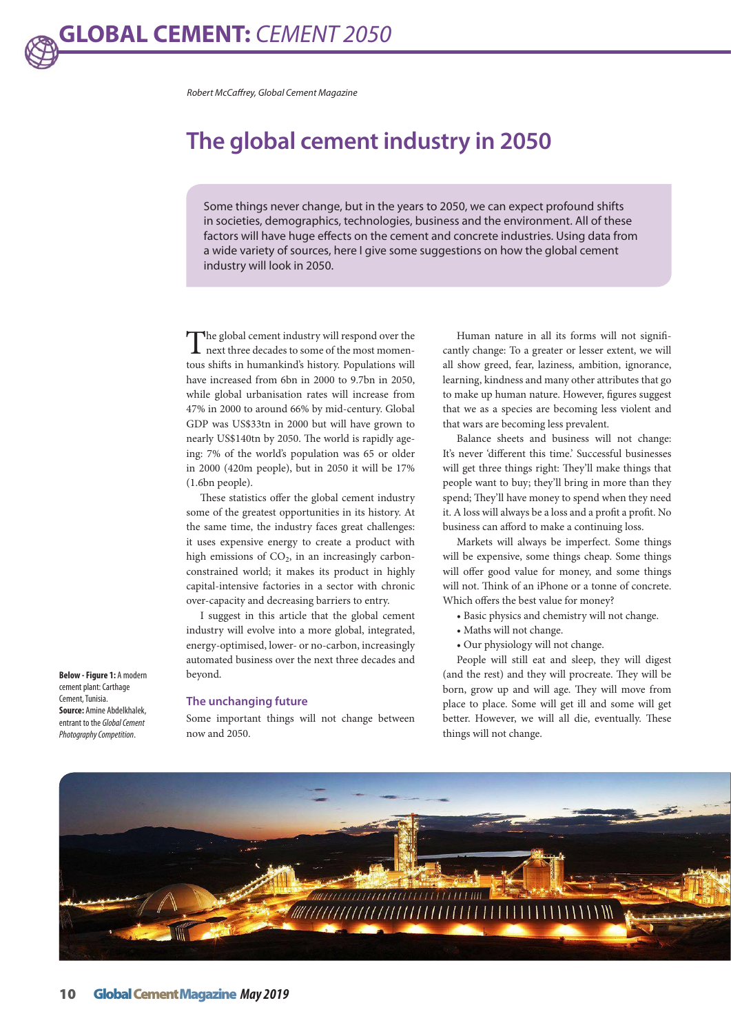Robert McCaffrey, Global Cement Magazine

# The global cement industry in 2050

Some things never change, but in the years to 2050, we can expect profound shifts in societies, demographics, technologies, business and the environment. All of these factors will have huge effects on the cement and concrete industries. Using data from a wide variety of sources, here I give some suggestions on how the global cement industry will look in 2050.

The global cement industry will respond over the next three decades to some of the most momentous shifts in humankind's history. Populations will have increased from 6bn in 2000 to 9.7bn in 2050, while global urbanisation rates will increase from 47% in 2000 to around 66% by mid-century. Global GDP was US$33tn in 2000 but will have grown to nearly US$140tn by 2050. The world is rapidly ageing: 7% of the world's population was 65 or older in 2000 (420m people), but in 2050 it will be 17% (1.6bn people).

These statistics offer the global cement industry some of the greatest opportunities in its history. At the same time, the industry faces great challenges: it uses expensive energy to create a product with high emissions of $CO_2$, in an increasingly carbon-constrained world; it makes its product in highly capital-intensive factories in a sector with chronic over-capacity and decreasing barriers to entry.

I suggest in this article that the global cement industry will evolve into a more global, integrated, energy-optimised, lower- or no-carbon, increasingly automated business over the next three decades and beyond.

## The unchanging future

Some important things will not change between now and 2050.

Human nature in all its forms will not significantly change: To a greater or lesser extent, we will all show greed, fear, laziness, ambition, ignorance, learning, kindness and many other attributes that go to make up human nature. However, figures suggest that we as a species are becoming less violent and that wars are becoming less prevalent.

Balance sheets and business will not change: It's never 'different this time.' Successful businesses will get three things right: They'll make things that people want to buy; they'll bring in more than they spend; They'll have money to spend when they need it. A loss will always be a loss and a profit a profit. No business can afford to make a continuing loss.

Markets will always be imperfect. Some things will be expensive, some things cheap. Some things will offer good value for money, and some things will not. Think of an iPhone or a tonne of concrete. Which offers the best value for money?

- Basic physics and chemistry will not change.
- Maths will not change.
- Our physiology will not change.

People will still eat and sleep, they will digest (and the rest) and they will procreate. They will be born, grow up and will age. They will move from place to place. Some will get ill and some will get better. However, we will all die, eventually. These things will not change.

**Below - Figure 1:** A modern cement plant: Carthage Cement, Tunisia. **Source:** Amine Abdelkhalek, entrant to the *Global Cement Photography Competition*.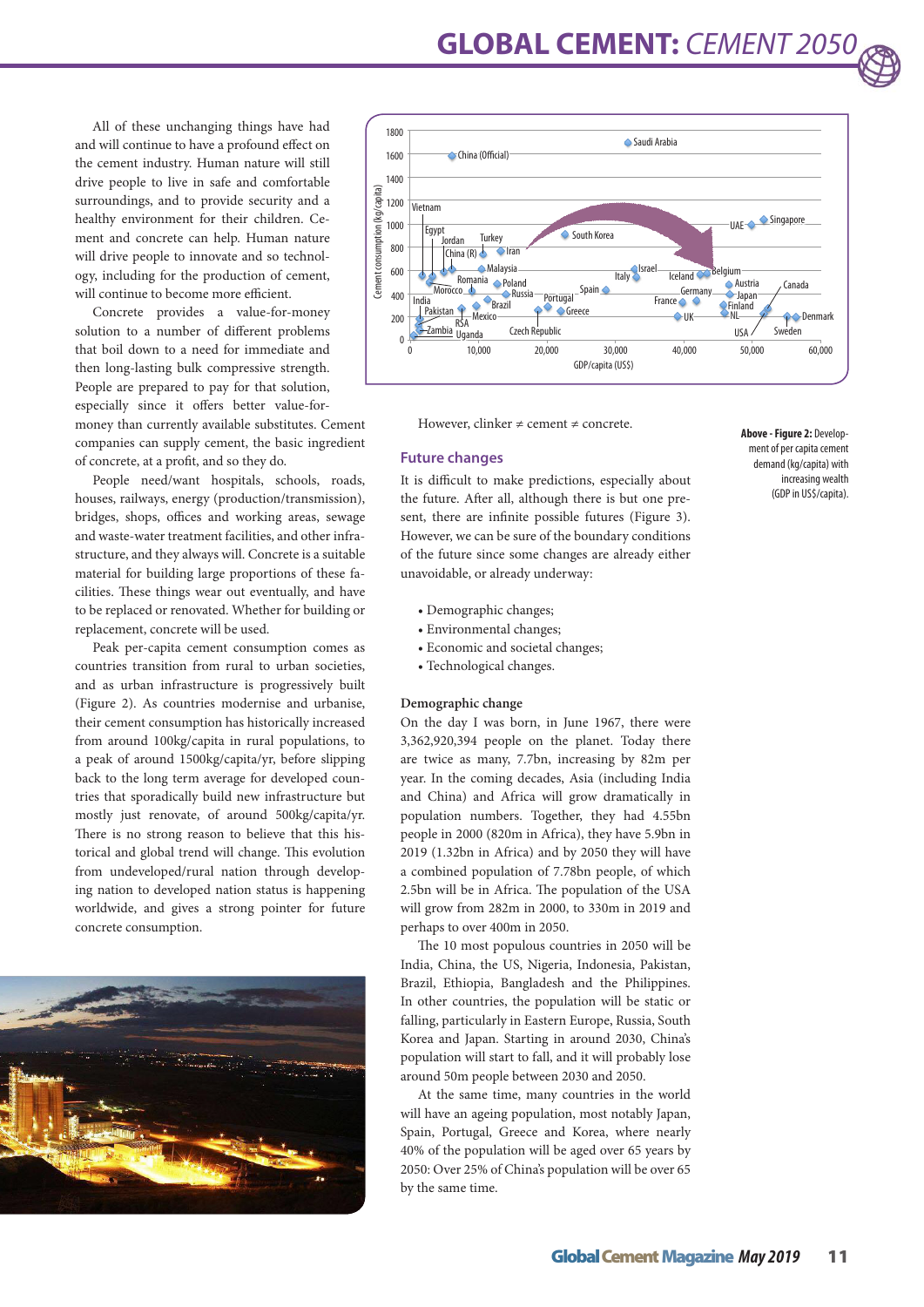All of these unchanging things have had and will continue to have a profound effect on the cement industry. Human nature will still drive people to live in safe and comfortable surroundings, and to provide security and a healthy environment for their children. Cement and concrete can help. Human nature will drive people to innovate and so technology, including for the production of cement, will continue to become more efficient.

Concrete provides a value-for-money solution to a number of different problems that boil down to a need for immediate and then long-lasting bulk compressive strength. People are prepared to pay for that solution, especially since it offers better value-for-money than currently available substitutes. Cement companies can supply cement, the basic ingredient of concrete, at a profit, and so they do.

People need/want hospitals, schools, roads, houses, railways, energy (production/transmission), bridges, shops, offices and working areas, sewage and waste-water treatment facilities, and other infrastructure, and they always will. Concrete is a suitable material for building large proportions of these facilities. These things wear out eventually, and have to be replaced or renovated. Whether for building or replacement, concrete will be used.

Peak per-capita cement consumption comes as countries transition from rural to urban societies, and as urban infrastructure is progressively built (Figure 2). As countries modernise and urbanise, their cement consumption has historically increased from around 100kg/capita in rural populations, to a peak of around 1500kg/capita/yr, before slipping back to the long term average for developed countries that sporadically build new infrastructure but mostly just renovate, of around 500kg/capita/yr. There is no strong reason to believe that this historical and global trend will change. This evolution from undeveloped/rural nation through developing nation to developed nation status is happening worldwide, and gives a strong pointer for future concrete consumption.

**Above - Figure 2:** Development of per capita cement demand (kg/capita) with increasing wealth (GDP in US$/capita).

However, clinker ≠ cement ≠ concrete.

## Future changes

It is difficult to make predictions, especially about the future. After all, although there is but one present, there are infinite possible futures (Figure 3). However, we can be sure of the boundary conditions of the future since some changes are already either unavoidable, or already underway:

- Demographic changes;
- Environmental changes;
- Economic and societal changes;
- Technological changes.

### Demographic change

On the day I was born, in June 1967, there were 3,362,920,394 people on the planet. Today there are twice as many, 7.7bn, increasing by 82m per year. In the coming decades, Asia (including India and China) and Africa will grow dramatically in population numbers. Together, they had 4.55bn people in 2000 (820m in Africa), they have 5.9bn in 2019 (1.32bn in Africa) and by 2050 they will have a combined population of 7.78bn people, of which 2.5bn will be in Africa. The population of the USA will grow from 282m in 2000, to 330m in 2019 and perhaps to over 400m in 2050.

The 10 most populous countries in 2050 will be India, China, the US, Nigeria, Indonesia, Pakistan, Brazil, Ethiopia, Bangladesh and the Philippines. In other countries, the population will be static or falling, particularly in Eastern Europe, Russia, South Korea and Japan. Starting in around 2030, China's population will start to fall, and it will probably lose around 50m people between 2030 and 2050.

At the same time, many countries in the world will have an ageing population, most notably Japan, Spain, Portugal, Greece and Korea, where nearly 40% of the population will be aged over 65 years by 2050: Over 25% of China's population will be over 65 by the same time.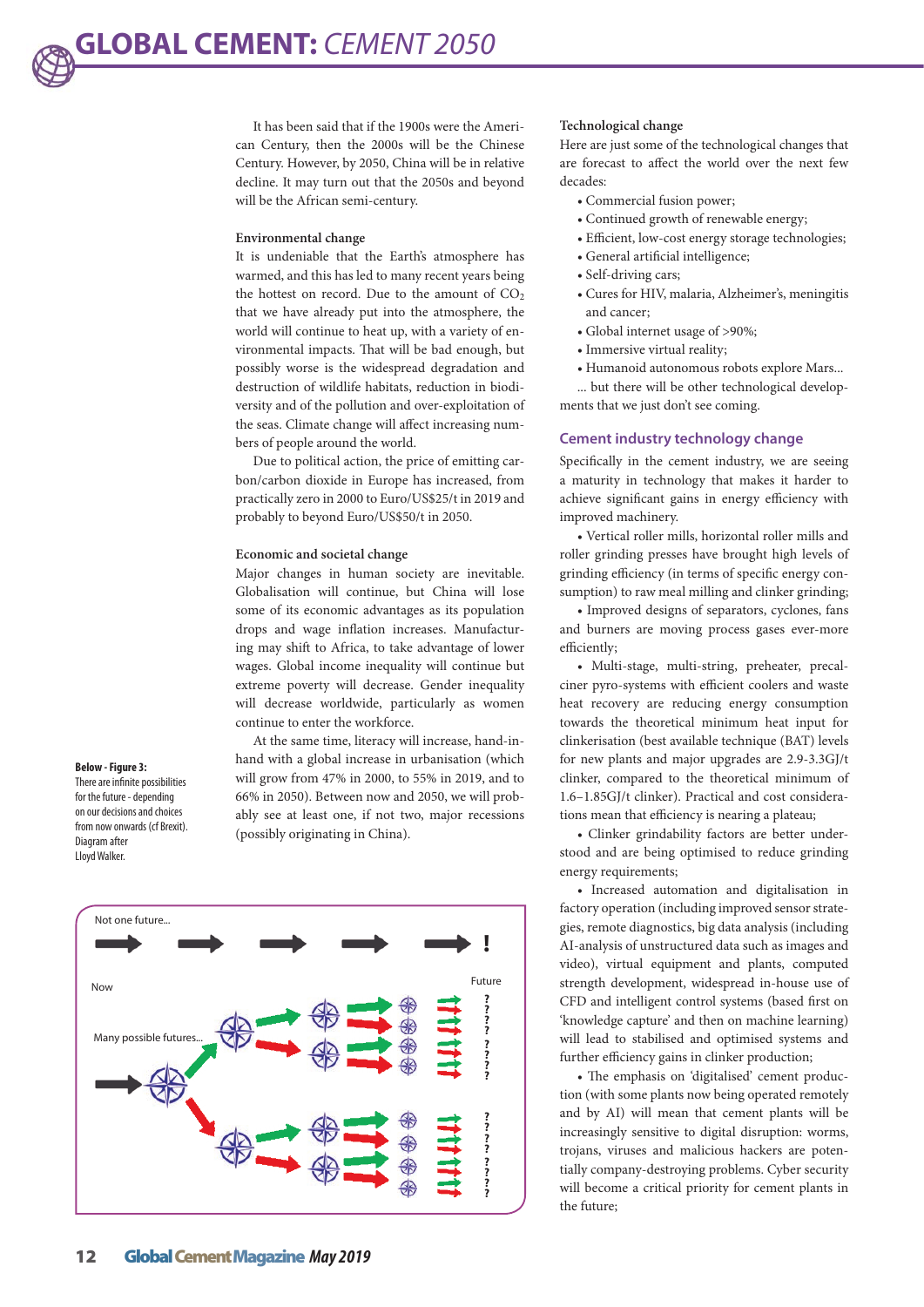It has been said that if the 1900s were the American Century, then the 2000s will be the Chinese Century. However, by 2050, China will be in relative decline. It may turn out that the 2050s and beyond will be the African semi-century.

### Environmental change

It is undeniable that the Earth's atmosphere has warmed, and this has led to many recent years being the hottest on record. Due to the amount of $CO_2$ that we have already put into the atmosphere, the world will continue to heat up, with a variety of environmental impacts. That will be bad enough, but possibly worse is the widespread degradation and destruction of wildlife habitats, reduction in biodiversity and of the pollution and over-exploitation of the seas. Climate change will affect increasing numbers of people around the world.

Due to political action, the price of emitting carbon/carbon dioxide in Europe has increased, from practically zero in 2000 to Euro/US$25/t in 2019 and probably to beyond Euro/US$50/t in 2050.

### Economic and societal change

Major changes in human society are inevitable. Globalisation will continue, but China will lose some of its economic advantages as its population drops and wage inflation increases. Manufacturing may shift to Africa, to take advantage of lower wages. Global income inequality will continue but extreme poverty will decrease. Gender inequality will decrease worldwide, particularly as women continue to enter the workforce.

At the same time, literacy will increase, hand-in-hand with a global increase in urbanisation (which will grow from 47% in 2000, to 55% in 2019, and to 66% in 2050). Between now and 2050, we will probably see at least one, if not two, major recessions (possibly originating in China).

**Below - Figure 3:** There are infinite possibilities for the future - depending on our decisions and choices from now onwards (cf Brexit). Diagram after Lloyd Walker.

Not one future... Now ... Future !

Many possible futures... ?

### Technological change

Here are just some of the technological changes that are forecast to affect the world over the next few decades:

- Commercial fusion power;
- Continued growth of renewable energy;
- Efficient, low-cost energy storage technologies;
- General artificial intelligence;
- Self-driving cars;
- Cures for HIV, malaria, Alzheimer's, meningitis and cancer;
- Global internet usage of >90%;
- Immersive virtual reality;
- Humanoid autonomous robots explore Mars...

... but there will be other technological developments that we just don't see coming.

## Cement industry technology change

Specifically in the cement industry, we are seeing a maturity in technology that makes it harder to achieve significant gains in energy efficiency with improved machinery.

- Vertical roller mills, horizontal roller mills and roller grinding presses have brought high levels of grinding efficiency (in terms of specific energy consumption) to raw meal milling and clinker grinding;
- Improved designs of separators, cyclones, fans and burners are moving process gases ever-more efficiently;
- Multi-stage, multi-string, preheater, precalciner pyro-systems with efficient coolers and waste heat recovery are reducing energy consumption towards the theoretical minimum heat input for clinkerisation (best available technique (BAT) levels for new plants and major upgrades are 2.9-3.3GJ/t clinker, compared to the theoretical minimum of 1.6–1.85GJ/t clinker). Practical and cost considerations mean that efficiency is nearing a plateau;
- Clinker grindability factors are better understood and are being optimised to reduce grinding energy requirements;
- Increased automation and digitalisation in factory operation (including improved sensor strategies, remote diagnostics, big data analysis (including AI-analysis of unstructured data such as images and video), virtual equipment and plants, computed strength development, widespread in-house use of CFD and intelligent control systems (based first on 'knowledge capture' and then on machine learning) will lead to stabilised and optimised systems and further efficiency gains in clinker production;
- The emphasis on 'digitalised' cement production (with some plants now being operated remotely and by AI) will mean that cement plants will be increasingly sensitive to digital disruption: worms, trojans, viruses and malicious hackers are potentially company-destroying problems. Cyber security will become a critical priority for cement plants in the future;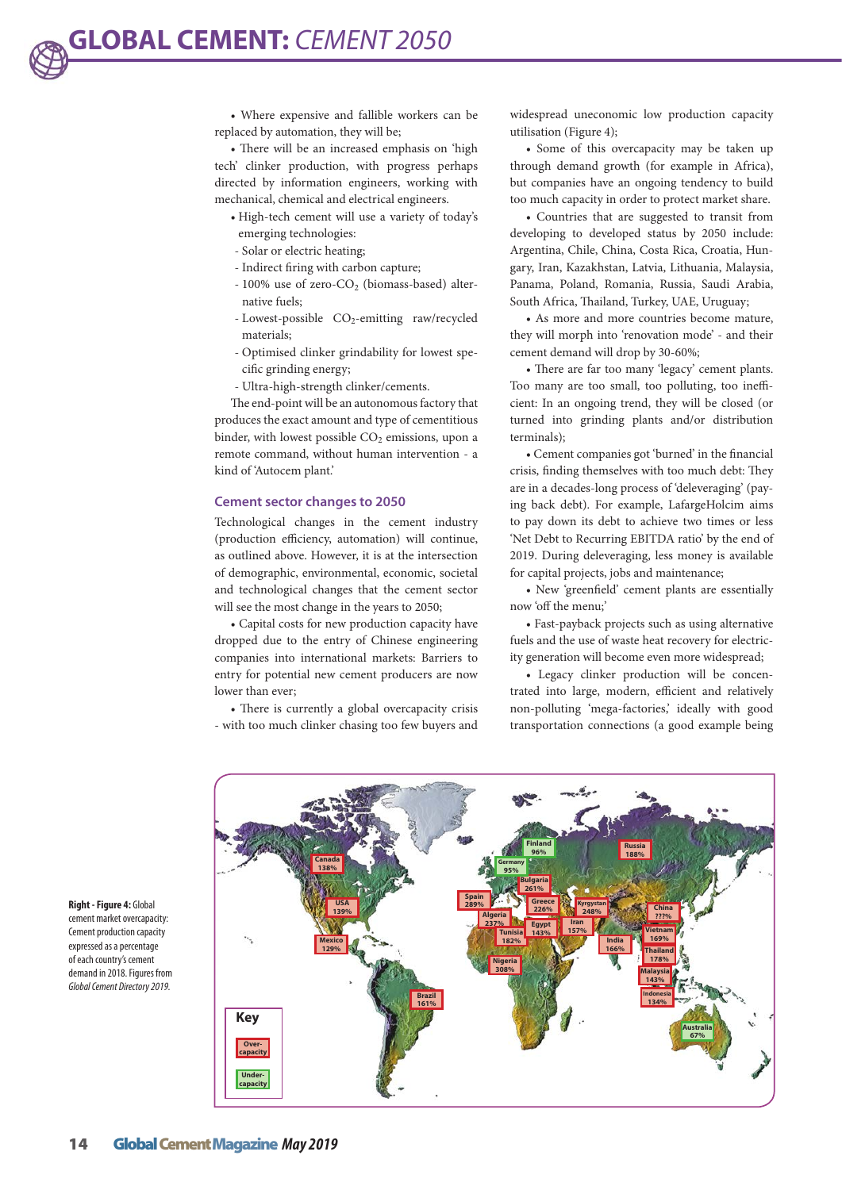- Where expensive and fallible workers can be replaced by automation, they will be;
- There will be an increased emphasis on 'high tech' clinker production, with progress perhaps directed by information engineers, working with mechanical, chemical and electrical engineers.
- High-tech cement will use a variety of today's emerging technologies:
  - Solar or electric heating;
  - Indirect firing with carbon capture;
  - 100% use of zero-$CO_2$ (biomass-based) alternative fuels;
  - Lowest-possible $CO_2$-emitting raw/recycled materials;
  - Optimised clinker grindability for lowest specific grinding energy;
  - Ultra-high-strength clinker/cements.

The end-point will be an autonomous factory that produces the exact amount and type of cementitious binder, with lowest possible $CO_2$ emissions, upon a remote command, without human intervention - a kind of 'Autocem plant.'

### Cement sector changes to 2050

Technological changes in the cement industry (production efficiency, automation) will continue, as outlined above. However, it is at the intersection of demographic, environmental, economic, societal and technological changes that the cement sector will see the most change in the years to 2050;

- Capital costs for new production capacity have dropped due to the entry of Chinese engineering companies into international markets: Barriers to entry for potential new cement producers are now lower than ever;
- There is currently a global overcapacity crisis - with too much clinker chasing too few buyers and widespread uneconomic low production capacity utilisation (Figure 4);
- Some of this overcapacity may be taken up through demand growth (for example in Africa), but companies have an ongoing tendency to build too much capacity in order to protect market share.
- Countries that are suggested to transit from developing to developed status by 2050 include: Argentina, Chile, China, Costa Rica, Croatia, Hungary, Iran, Kazakhstan, Latvia, Lithuania, Malaysia, Panama, Poland, Romania, Russia, Saudi Arabia, South Africa, Thailand, Turkey, UAE, Uruguay;
- As more and more countries become mature, they will morph into 'renovation mode' - and their cement demand will drop by 30-60%;
- There are far too many 'legacy' cement plants. Too many are too small, too polluting, too inefficient: In an ongoing trend, they will be closed (or turned into grinding plants and/or distribution terminals);
- Cement companies got 'burned' in the financial crisis, finding themselves with too much debt: They are in a decades-long process of 'deleveraging' (paying back debt). For example, LafargeHolcim aims to pay down its debt to achieve two times or less 'Net Debt to Recurring EBITDA ratio' by the end of 2019. During deleveraging, less money is available for capital projects, jobs and maintenance;
- New 'greenfield' cement plants are essentially now 'off the menu;'
- Fast-payback projects such as using alternative fuels and the use of waste heat recovery for electricity generation will become even more widespread;
- Legacy clinker production will be concentrated into large, modern, efficient and relatively non-polluting 'mega-factories,' ideally with good transportation connections (a good example being

**Right - Figure 4:** Global cement market overcapacity: Cement production capacity expressed as a percentage of each country's cement demand in 2018. Figures from *Global Cement Directory 2019.*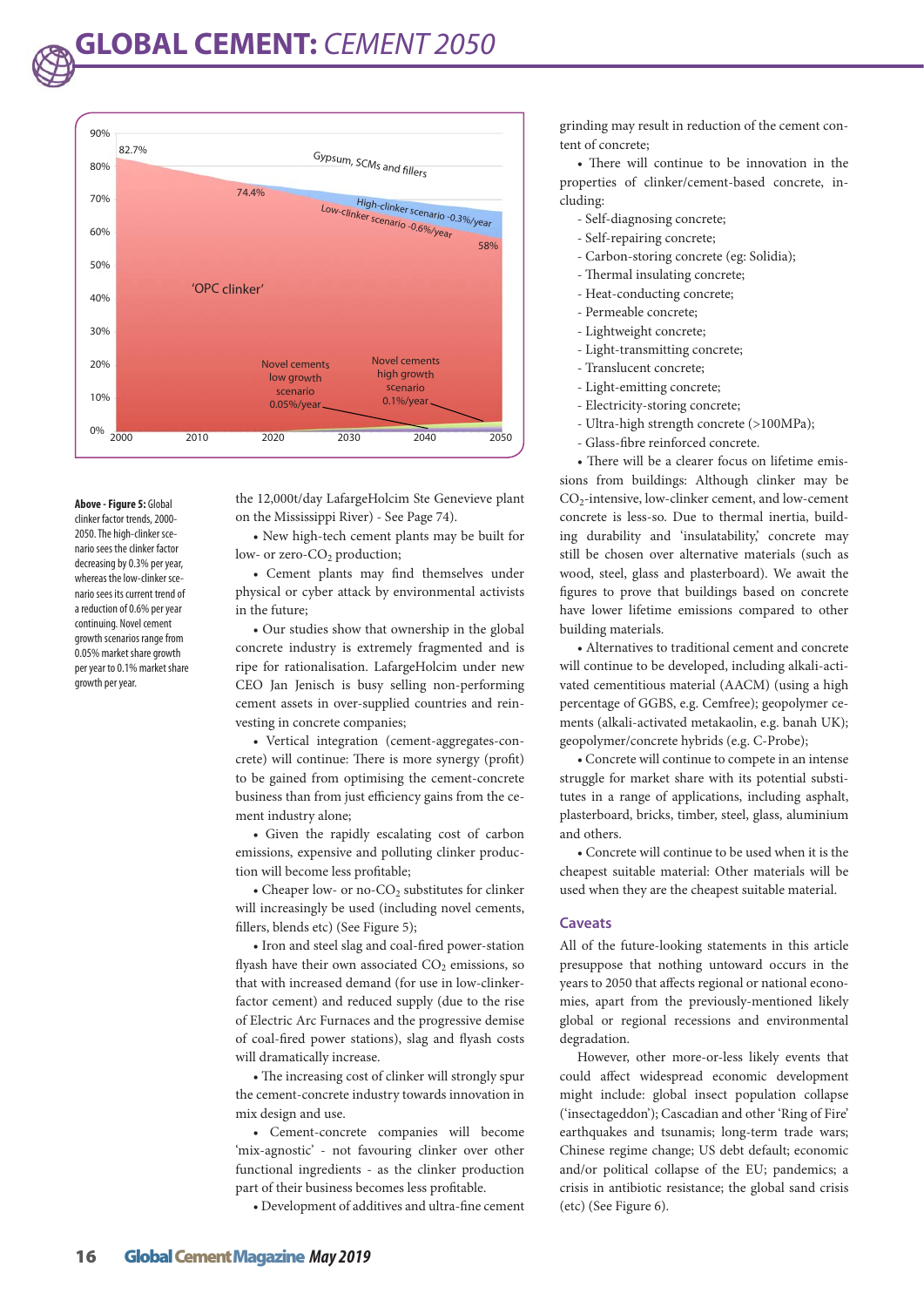**Above - Figure 5:** Global clinker factor trends, 2000-2050. The high-clinker scenario sees the clinker factor decreasing by 0.3% per year, whereas the low-clinker scenario sees its current trend of a reduction of 0.6% per year continuing. Novel cement growth scenarios range from 0.05% market share growth per year to 0.1% market share growth per year.

the 12,000t/day LafargeHolcim Ste Genevieve plant on the Mississippi River) - See Page 74).

- New high-tech cement plants may be built for low- or zero-$CO_2$ production;
- Cement plants may find themselves under physical or cyber attack by environmental activists in the future;
- Our studies show that ownership in the global concrete industry is extremely fragmented and is ripe for rationalisation. LafargeHolcim under new CEO Jan Jenisch is busy selling non-performing cement assets in over-supplied countries and reinvesting in concrete companies;
- Vertical integration (cement-aggregates-concrete) will continue: There is more synergy (profit) to be gained from optimising the cement-concrete business than from just efficiency gains from the cement industry alone;
- Given the rapidly escalating cost of carbon emissions, expensive and polluting clinker production will become less profitable;
- Cheaper low- or no-$CO_2$ substitutes for clinker will increasingly be used (including novel cements, fillers, blends etc) (See Figure 5);
- Iron and steel slag and coal-fired power-station flyash have their own associated $CO_2$ emissions, so that with increased demand (for use in low-clinker-factor cement) and reduced supply (due to the rise of Electric Arc Furnaces and the progressive demise of coal-fired power stations), slag and flyash costs will dramatically increase.
- The increasing cost of clinker will strongly spur the cement-concrete industry towards innovation in mix design and use.
- Cement-concrete companies will become 'mix-agnostic' - not favouring clinker over other functional ingredients - as the clinker production part of their business becomes less profitable.
- Development of additives and ultra-fine cement grinding may result in reduction of the cement content of concrete;
- There will continue to be innovation in the properties of clinker/cement-based concrete, including:
  - Self-diagnosing concrete;
  - Self-repairing concrete;
  - Carbon-storing concrete (eg: Solidia);
  - Thermal insulating concrete;
  - Heat-conducting concrete;
  - Permeable concrete;
  - Lightweight concrete;
  - Light-transmitting concrete;
  - Translucent concrete;
  - Light-emitting concrete;
  - Electricity-storing concrete;
  - Ultra-high strength concrete (>100MPa);
  - Glass-fibre reinforced concrete.
- There will be a clearer focus on lifetime emissions from buildings: Although clinker may be $CO_2$-intensive, low-clinker cement, and low-cement concrete is less-so. Due to thermal inertia, building durability and 'insulatability,' concrete may still be chosen over alternative materials (such as wood, steel, glass and plasterboard). We await the figures to prove that buildings based on concrete have lower lifetime emissions compared to other building materials.
- Alternatives to traditional cement and concrete will continue to be developed, including alkali-activated cementitious material (AACM) (using a high percentage of GGBS, e.g. Cemfree); geopolymer cements (alkali-activated metakaolin, e.g. banah UK); geopolymer/concrete hybrids (e.g. C-Probe);
- Concrete will continue to compete in an intense struggle for market share with its potential substitutes in a range of applications, including asphalt, plasterboard, bricks, timber, steel, glass, aluminium and others.
- Concrete will continue to be used when it is the cheapest suitable material: Other materials will be used when they are the cheapest suitable material.

## Caveats

All of the future-looking statements in this article presuppose that nothing untoward occurs in the years to 2050 that affects regional or national economies, apart from the previously-mentioned likely global or regional recessions and environmental degradation.

However, other more-or-less likely events that could affect widespread economic development might include: global insect population collapse ('insectageddon'); Cascadian and other 'Ring of Fire' earthquakes and tsunamis; long-term trade wars; Chinese regime change; US debt default; economic and/or political collapse of the EU; pandemics; a crisis in antibiotic resistance; the global sand crisis (etc) (See Figure 6).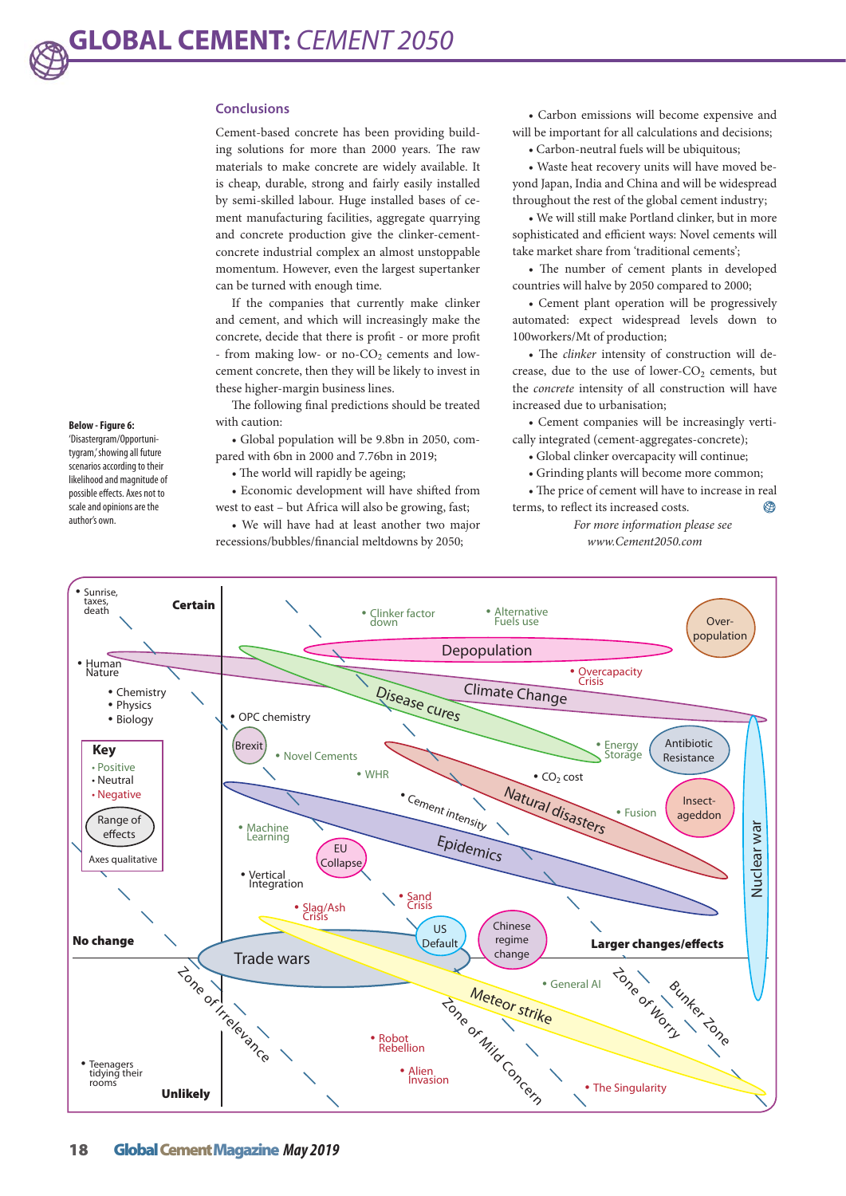## Conclusions

Cement-based concrete has been providing building solutions for more than 2000 years. The raw materials to make concrete are widely available. It is cheap, durable, strong and fairly easily installed by semi-skilled labour. Huge installed bases of cement manufacturing facilities, aggregate quarrying and concrete production give the clinker-cement-concrete industrial complex an almost unstoppable momentum. However, even the largest supertanker can be turned with enough time.

If the companies that currently make clinker and cement, and which will increasingly make the concrete, decide that there is profit - or more profit - from making low- or no-$CO_2$ cements and low-cement concrete, then they will be likely to invest in these higher-margin business lines.

The following final predictions should be treated with caution:

- Global population will be 9.8bn in 2050, compared with 6bn in 2000 and 7.76bn in 2019;
- The world will rapidly be ageing;
- Economic development will have shifted from west to east – but Africa will also be growing, fast;
- We will have had at least another two major recessions/bubbles/financial meltdowns by 2050;
- Carbon emissions will become expensive and will be important for all calculations and decisions;
- Carbon-neutral fuels will be ubiquitous;
- Waste heat recovery units will have moved beyond Japan, India and China and will be widespread throughout the rest of the global cement industry;
- We will still make Portland clinker, but in more sophisticated and efficient ways: Novel cements will take market share from 'traditional cements';
- The number of cement plants in developed countries will halve by 2050 compared to 2000;
- Cement plant operation will be progressively automated: expect widespread levels down to 100workers/Mt of production;
- The *clinker* intensity of construction will decrease, due to the use of lower-$CO_2$ cements, but the *concrete* intensity of all construction will have increased due to urbanisation;
- Cement companies will be increasingly vertically integrated (cement-aggregates-concrete);
- Global clinker overcapacity will continue;
- Grinding plants will become more common;
- The price of cement will have to increase in real terms, to reflect its increased costs.

*For more information please see www.Cement2050.com*

**Below - Figure 6:** 'Disastergram/Opportunitygram,' showing all future scenarios according to their likelihood and magnitude of possible effects. Axes not to scale and opinions are the author's own.

Sunrise, taxes, death
Certain
Human Nature
Chemistry
Physics
Biology
Key
Positive
Neutral
Negative
Range of effects
Axes qualitative
Clinker factor down
Alternative Fuels use
Over-population
Depopulation
Overcapacity Crisis
Climate Change
Disease cures
OPC chemistry
Brexit
Novel Cements
WHR
Energy Storage
Antibiotic Resistance
$CO_2$ cost
Natural disasters
Insect-ageddon
Cement intensity
Fusion
Machine Learning
Epidemics
EU Collapse
Nuclear war
Vertical Integration
Sand Crisis
Slag/Ash Crisis
US Default
Chinese regime change
No change
Trade wars
Larger changes/effects
General AI
Zone of Irrelevance
Meteor strike
Zone of Worry
Bunker Zone
Zone of Mild Concern
Robot Rebellion
Alien Invasion
Teenagers tidying their rooms
Unlikely
The Singularity